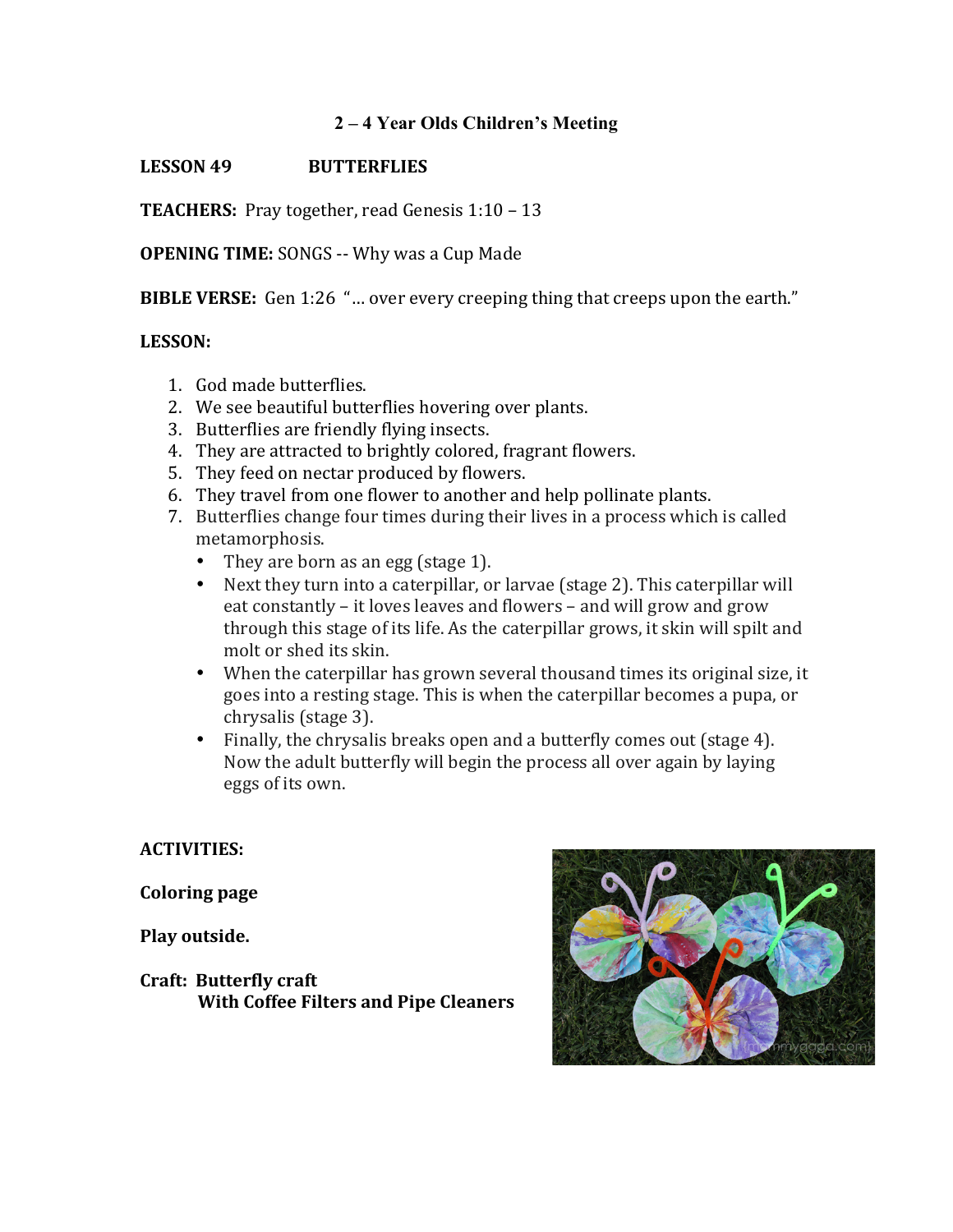# 2 – 4 Year Olds Children's Meeting

**LESSON 49 BUTTERFLIES**

**TEACHERS:** Pray together, read Genesis 1:10 – 13

**OPENING TIME:** SONGS -- Why was a Cup Made

**BIBLE VERSE:** Gen 1:26 "… over every creeping thing that creeps upon the earth."

**LESSON:**

1. God made butterflies.
2. We see beautiful butterflies hovering over plants.
3. Butterflies are friendly flying insects.
4. They are attracted to brightly colored, fragrant flowers.
5. They feed on nectar produced by flowers.
6. They travel from one flower to another and help pollinate plants.
7. Butterflies change four times during their lives in a process which is called metamorphosis.
   - They are born as an egg (stage 1).
   - Next they turn into a caterpillar, or larvae (stage 2). This caterpillar will eat constantly – it loves leaves and flowers – and will grow and grow through this stage of its life. As the caterpillar grows, it skin will spilt and molt or shed its skin.
   - When the caterpillar has grown several thousand times its original size, it goes into a resting stage. This is when the caterpillar becomes a pupa, or chrysalis (stage 3).
   - Finally, the chrysalis breaks open and a butterfly comes out (stage 4). Now the adult butterfly will begin the process all over again by laying eggs of its own.

**ACTIVITIES:**

**Coloring page**

**Play outside.**

**Craft: Butterfly craft**
**With Coffee Filters and Pipe Cleaners**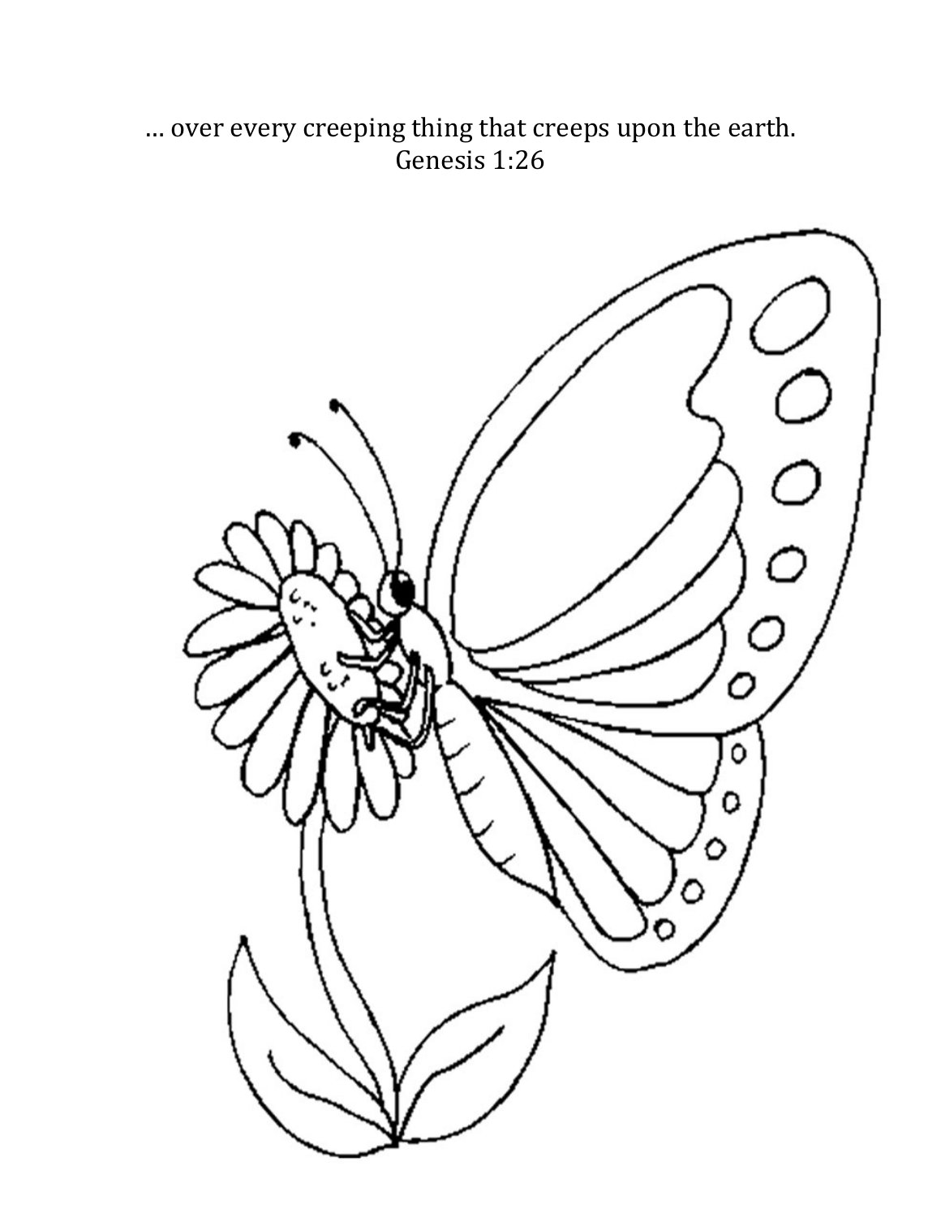… over every creeping thing that creeps upon the earth.
Genesis 1:26